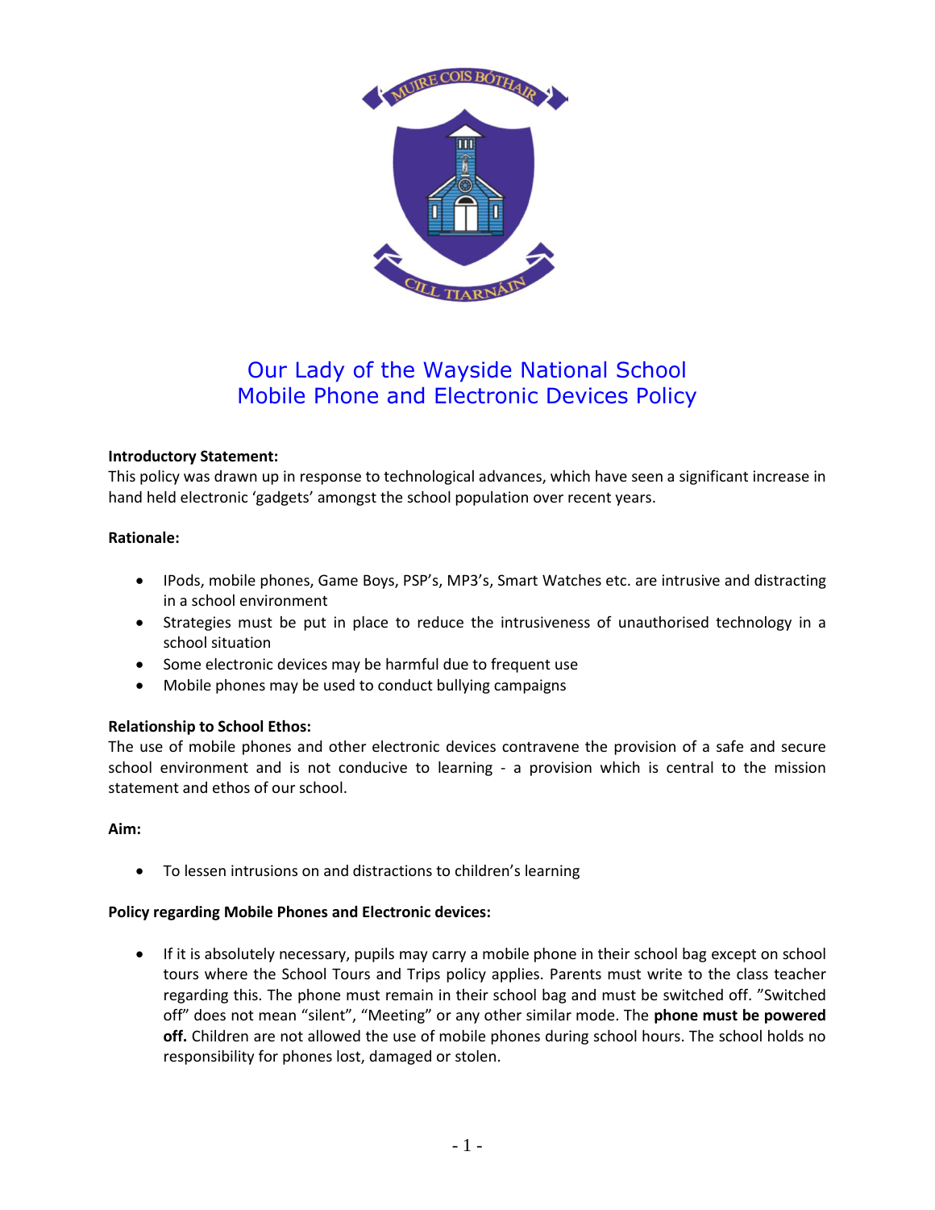MUIRE COIS BÓTHAIR

CILL TIARNÁIN

# Our Lady of the Wayside National School
# Mobile Phone and Electronic Devices Policy

**Introductory Statement:**
This policy was drawn up in response to technological advances, which have seen a significant increase in hand held electronic 'gadgets' amongst the school population over recent years.

**Rationale:**

- IPods, mobile phones, Game Boys, PSP's, MP3's, Smart Watches etc. are intrusive and distracting in a school environment
- Strategies must be put in place to reduce the intrusiveness of unauthorised technology in a school situation
- Some electronic devices may be harmful due to frequent use
- Mobile phones may be used to conduct bullying campaigns

**Relationship to School Ethos:**
The use of mobile phones and other electronic devices contravene the provision of a safe and secure school environment and is not conducive to learning - a provision which is central to the mission statement and ethos of our school.

**Aim:**

- To lessen intrusions on and distractions to children's learning

**Policy regarding Mobile Phones and Electronic devices:**

- If it is absolutely necessary, pupils may carry a mobile phone in their school bag except on school tours where the School Tours and Trips policy applies. Parents must write to the class teacher regarding this. The phone must remain in their school bag and must be switched off. "Switched off" does not mean "silent", "Meeting" or any other similar mode. The **phone must be powered off.** Children are not allowed the use of mobile phones during school hours. The school holds no responsibility for phones lost, damaged or stolen.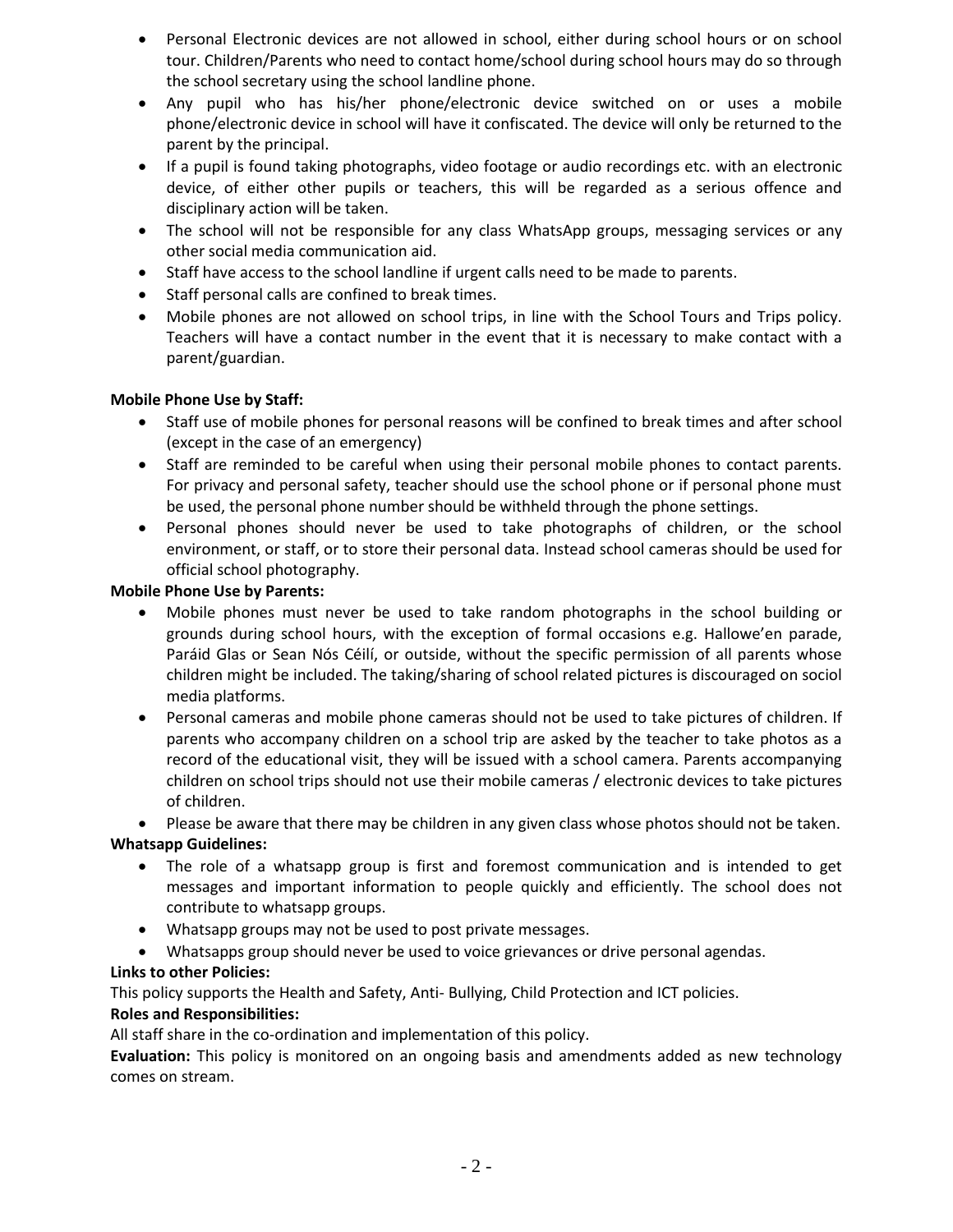- Personal Electronic devices are not allowed in school, either during school hours or on school tour. Children/Parents who need to contact home/school during school hours may do so through the school secretary using the school landline phone.
- Any pupil who has his/her phone/electronic device switched on or uses a mobile phone/electronic device in school will have it confiscated. The device will only be returned to the parent by the principal.
- If a pupil is found taking photographs, video footage or audio recordings etc. with an electronic device, of either other pupils or teachers, this will be regarded as a serious offence and disciplinary action will be taken.
- The school will not be responsible for any class WhatsApp groups, messaging services or any other social media communication aid.
- Staff have access to the school landline if urgent calls need to be made to parents.
- Staff personal calls are confined to break times.
- Mobile phones are not allowed on school trips, in line with the School Tours and Trips policy. Teachers will have a contact number in the event that it is necessary to make contact with a parent/guardian.

**Mobile Phone Use by Staff:**

- Staff use of mobile phones for personal reasons will be confined to break times and after school (except in the case of an emergency)
- Staff are reminded to be careful when using their personal mobile phones to contact parents. For privacy and personal safety, teacher should use the school phone or if personal phone must be used, the personal phone number should be withheld through the phone settings.
- Personal phones should never be used to take photographs of children, or the school environment, or staff, or to store their personal data. Instead school cameras should be used for official school photography.

**Mobile Phone Use by Parents:**

- Mobile phones must never be used to take random photographs in the school building or grounds during school hours, with the exception of formal occasions e.g. Hallowe'en parade, Paráid Glas or Sean Nós Céilí, or outside, without the specific permission of all parents whose children might be included. The taking/sharing of school related pictures is discouraged on sociol media platforms.
- Personal cameras and mobile phone cameras should not be used to take pictures of children. If parents who accompany children on a school trip are asked by the teacher to take photos as a record of the educational visit, they will be issued with a school camera. Parents accompanying children on school trips should not use their mobile cameras / electronic devices to take pictures of children.
- Please be aware that there may be children in any given class whose photos should not be taken.

**Whatsapp Guidelines:**

- The role of a whatsapp group is first and foremost communication and is intended to get messages and important information to people quickly and efficiently. The school does not contribute to whatsapp groups.
- Whatsapp groups may not be used to post private messages.
- Whatsapps group should never be used to voice grievances or drive personal agendas.

**Links to other Policies:**

This policy supports the Health and Safety, Anti- Bullying, Child Protection and ICT policies.

**Roles and Responsibilities:**

All staff share in the co-ordination and implementation of this policy.

**Evaluation:** This policy is monitored on an ongoing basis and amendments added as new technology comes on stream.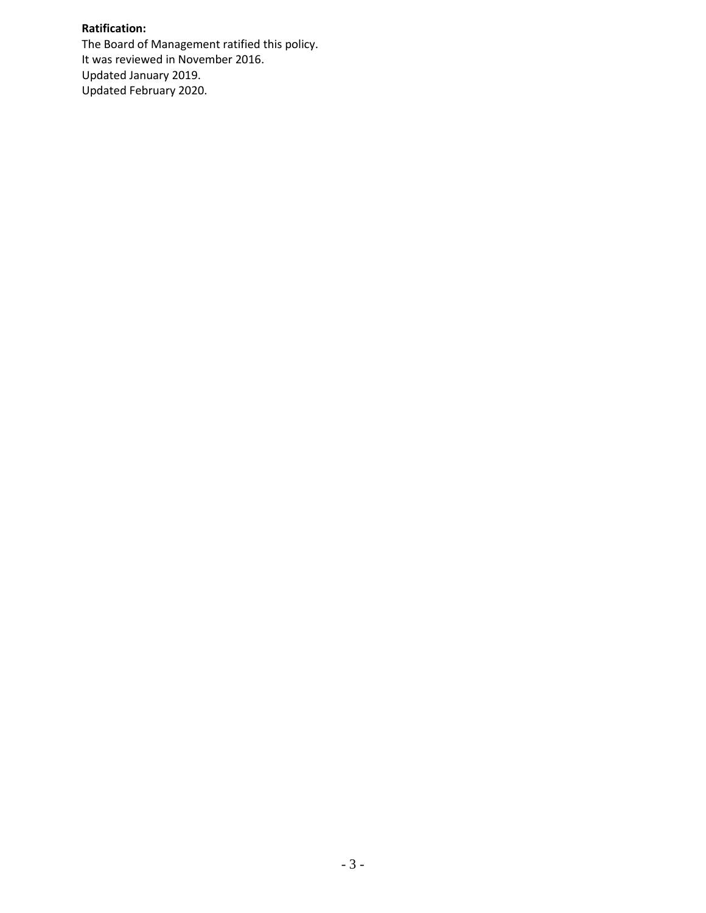**Ratification:**

The Board of Management ratified this policy.
It was reviewed in November 2016.
Updated January 2019.
Updated February 2020.